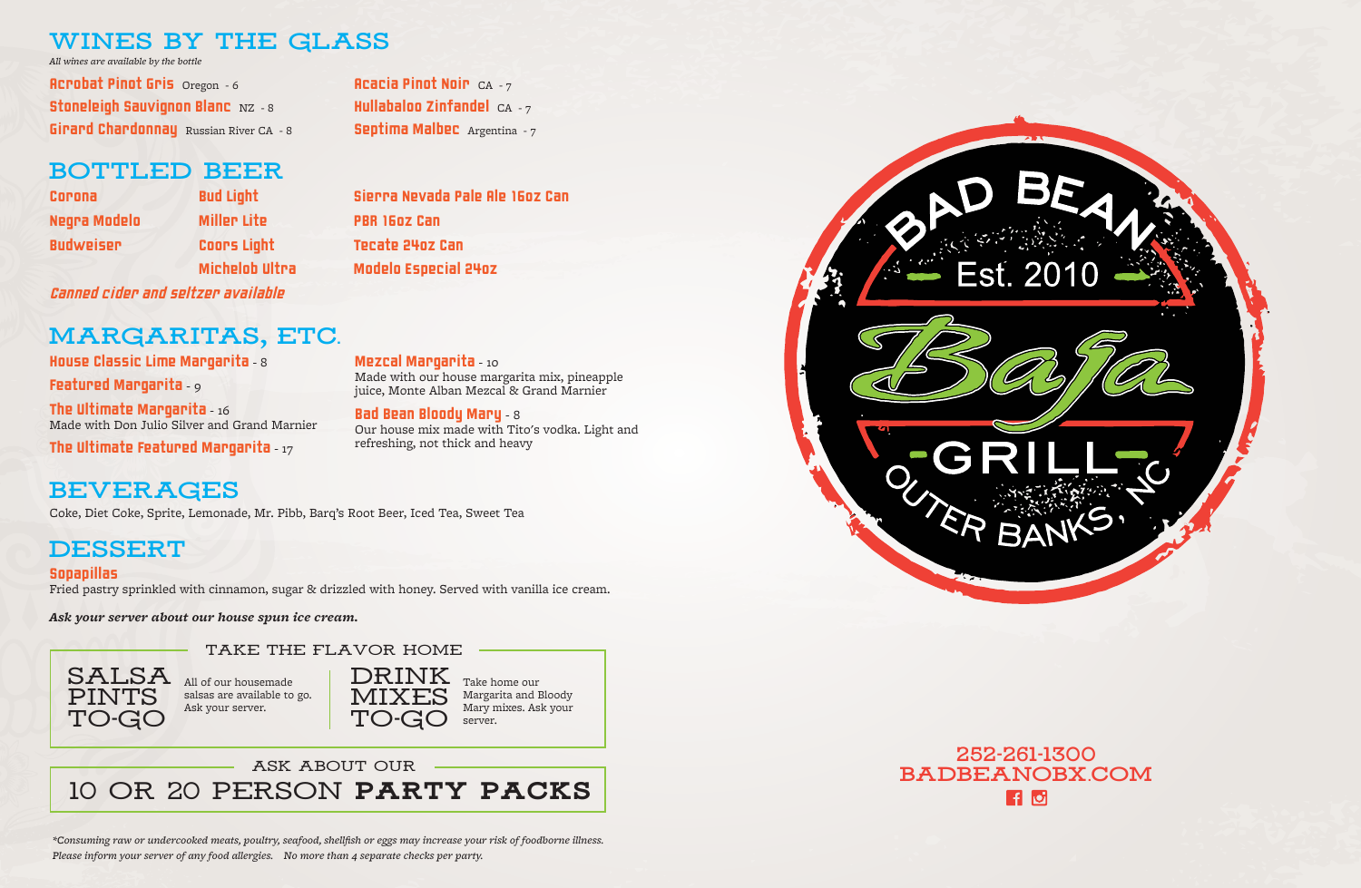## WINES BY THE GLASS

*All wines are available by the bottle*

**Acrobat Pinot Gris** Oregon - 6
**Stoneleigh Sauvignon Blanc** NZ - 8
**Girard Chardonnay** Russian River CA - 8
**Acacia Pinot Noir** CA - 7
**Hullabaloo Zinfandel** CA - 7
**Septima Malbec** Argentina - 7

## BOTTLED BEER

**Corona**
**Negra Modelo**
**Budweiser**
**Bud Light**
**Miller Lite**
**Coors Light**
**Michelob Ultra**
**Sierra Nevada Pale Ale 16oz Can**
**PBR 16oz Can**
**Tecate 24oz Can**
**Modelo Especial 24oz**

***Canned cider and seltzer available***

## MARGARITAS, ETC.

**House Classic Lime Margarita** - 8

**Featured Margarita** - 9

**The Ultimate Margarita** - 16
Made with Don Julio Silver and Grand Marnier

**The Ultimate Featured Margarita** - 17

**Mezcal Margarita** - 10
Made with our house margarita mix, pineapple juice, Monte Alban Mezcal & Grand Marnier

**Bad Bean Bloody Mary** - 8
Our house mix made with Tito's vodka. Light and refreshing, not thick and heavy

## BEVERAGES

Coke, Diet Coke, Sprite, Lemonade, Mr. Pibb, Barq's Root Beer, Iced Tea, Sweet Tea

## DESSERT

**Sopapillas**
Fried pastry sprinkled with cinnamon, sugar & drizzled with honey. Served with vanilla ice cream.

***Ask your server about our house spun ice cream.***

### TAKE THE FLAVOR HOME

**SALSA PINTS TO-GO** — All of our housemade salsas are available to go. Ask your server.

**DRINK MIXES TO-GO** — Take home our Margarita and Bloody Mary mixes. Ask your server.

### ASK ABOUT OUR

### 10 OR 20 PERSON **PARTY PACKS**

*\*Consuming raw or undercooked meats, poultry, seafood, shellfish or eggs may increase your risk of foodborne illness. Please inform your server of any food allergies. No more than 4 separate checks per party.*

BAD BEAN Est. 2010 Baja GRILL OUTER BANKS, NC

252-261-1300
BADBEANOBX.COM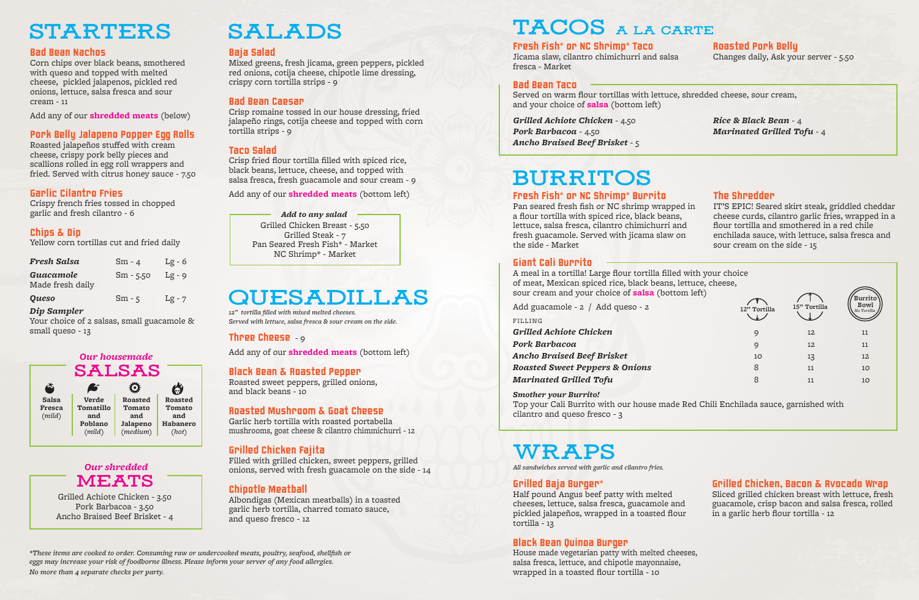# STARTERS

### Bad Bean Nachos

Corn chips over black beans, smothered with queso and topped with melted cheese, pickled jalapenos, pickled red onions, lettuce, salsa fresca and sour cream - 11

Add any of our **shredded meats** (below)

### Pork Belly Jalapeno Popper Egg Rolls

Roasted jalapeños stuffed with cream cheese, crispy pork belly pieces and scallions rolled in egg roll wrappers and fried. Served with citrus honey sauce - 7.50

### Garlic Cilantro Fries

Crispy french fries tossed in chopped garlic and fresh cilantro - 6

### Chips & Dip

Yellow corn tortillas cut and fried daily

| | | |
|---|---|---|
| ***Fresh Salsa*** | Sm - 4 | Lg - 6 |
| ***Guacamole*** Made fresh daily | Sm - 5.50 | Lg - 9 |
| ***Queso*** | Sm - 5 | Lg - 7 |

***Dip Sampler***
Your choice of 2 salsas, small guacamole & small queso - 13

## *Our housemade* SALSAS

| | | | |
|---|---|---|---|
| Salsa Fresca (*mild*) | Verde Tomatillo and Poblano (*mild*) | Roasted Tomato and Jalapeno (*medium*) | Roasted Tomato and Habanero (*hot*) |

## *Our shredded* MEATS

Grilled Achiote Chicken - 3.50
Pork Barbacoa - 3.50
Ancho Braised Beef Brisket - 4

# SALADS

### Baja Salad

Mixed greens, fresh jicama, green peppers, pickled red onions, cotija cheese, chipotle lime dressing, crispy corn tortilla strips - 9

### Bad Bean Caesar

Crisp romaine tossed in our house dressing, fried jalapeño rings, cotija cheese and topped with corn tortilla strips - 9

### Taco Salad

Crisp fried flour tortilla filled with spiced rice, black beans, lettuce, cheese, and topped with salsa fresca, fresh guacamole and sour cream - 9

Add any of our **shredded meats** (bottom left)

***Add to any salad***
Grilled Chicken Breast - 5.50
Grilled Steak - 7
Pan Seared Fresh Fish* - Market
NC Shrimp* - Market

# QUESADILLAS

*12" tortilla filled with mixed melted cheeses.*
*Served with lettuce, salsa fresca & sour cream on the side.*

### Three Cheese - 9

Add any of our **shredded meats** (bottom left)

### Black Bean & Roasted Pepper

Roasted sweet peppers, grilled onions, and black beans - 10

### Roasted Mushroom & Goat Cheese

Garlic herb tortilla with roasted portabella mushrooms, goat cheese & cilantro chimmichurri - 12

### Grilled Chicken Fajita

Filled with grilled chicken, sweet peppers, grilled onions, served with fresh guacamole on the side - 14

### Chipotle Meatball

Albondigas (Mexican meatballs) in a toasted garlic herb tortilla, charred tomato sauce, and queso fresco - 12

*\*These items are cooked to order. Consuming raw or undercooked meats, poultry, seafood, shellfish or eggs may increase your risk of foodborne illness. Please inform your server of any food allergies.*
*No more than 4 separate checks per party.*

# TACOS A LA CARTE

### Fresh Fish* or NC Shrimp* Taco

Jicama slaw, cilantro chimichurri and salsa fresca - Market

### Roasted Pork Belly

Changes daily, Ask your server - 5.50

### Bad Bean Taco

Served on warm flour tortillas with lettuce, shredded cheese, sour cream, and your choice of **salsa** (bottom left)

***Grilled Achiote Chicken*** - 4.50
***Pork Barbacoa*** - 4.50
***Ancho Braised Beef Brisket*** - 5
***Rice & Black Bean*** - 4
***Marinated Grilled Tofu*** - 4

# BURRITOS

### Fresh Fish* or NC Shrimp* Burrito

Pan seared fresh fish or NC shrimp wrapped in a flour tortilla with spiced rice, black beans, lettuce, salsa fresca, cilantro chimichurri and fresh guacamole. Served with jicama slaw on the side - Market

### The Shredder

IT'S EPIC! Seared skirt steak, griddled cheddar cheese curds, cilantro garlic fries, wrapped in a flour tortilla and smothered in a red chile enchilada sauce, with lettuce, salsa fresca and sour cream on the side - 15

### Giant Cali Burrito

A meal in a tortilla! Large flour tortilla filled with your choice of meat, Mexican spiced rice, black beans, lettuce, cheese, sour cream and your choice of **salsa** (bottom left)

Add guacamole - 2 / Add queso - 2

| FILLING | 12" Tortilla | 15" Tortilla | Burrito Bowl *No Tortilla* |
|---|---|---|---|
| ***Grilled Achiote Chicken*** | 9 | 12 | 11 |
| ***Pork Barbacoa*** | 9 | 12 | 11 |
| ***Ancho Braised Beef Brisket*** | 10 | 13 | 12 |
| ***Roasted Sweet Peppers & Onions*** | 8 | 11 | 10 |
| ***Marinated Grilled Tofu*** | 8 | 11 | 10 |

***Smother your Burrito!***
Top your Cali Burrito with our house made Red Chili Enchilada sauce, garnished with cilantro and queso fresco - 3

# WRAPS

*All sandwiches served with garlic and cilantro fries.*

### Grilled Baja Burger*

Half pound Angus beef patty with melted cheeses, lettuce, salsa fresca, guacamole and pickled jalapeños, wrapped in a toasted flour tortilla - 13

### Black Bean Quinoa Burger

House made vegetarian patty with melted cheeses, salsa fresca, lettuce, and chipotle mayonnaise, wrapped in a toasted flour tortilla - 10

### Grilled Chicken, Bacon & Avocado Wrap

Sliced grilled chicken breast with lettuce, fresh guacamole, crisp bacon and salsa fresca, rolled in a garlic herb flour tortilla - 12